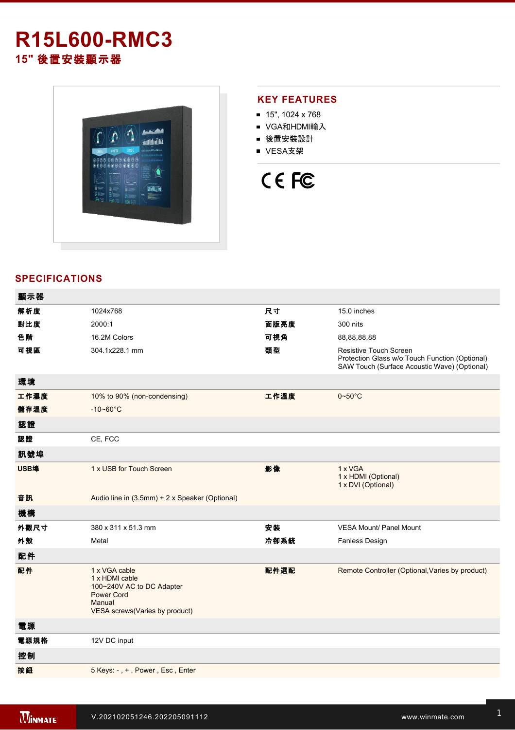# R15L600-RMC3

## 15" 後置安裝顯示器

## KEY FEATURES

- 15", 1024 x 768
- VGA和HDMI輸入
- 後置安裝設計
- VESA支架

## SPECIFICATIONS

| **顯示器** | | | |
|---|---|---|---|
| **解析度** | 1024x768 | **尺寸** | 15.0 inches |
| **對比度** | 2000:1 | **面版亮度** | 300 nits |
| **色階** | 16.2M Colors | **可視角** | 88,88,88,88 |
| **可視區** | 304.1x228.1 mm | **類型** | Resistive Touch Screen<br>Protection Glass w/o Touch Function (Optional)<br>SAW Touch (Surface Acoustic Wave) (Optional) |
| **環境** | | | |
| **工作濕度** | 10% to 90% (non-condensing) | **工作溫度** | 0~50°C |
| **儲存溫度** | -10~60°C | | |
| **認證** | | | |
| **認證** | CE, FCC | | |
| **訊號埠** | | | |
| **USB埠** | 1 x USB for Touch Screen | **影像** | 1 x VGA<br>1 x HDMI (Optional)<br>1 x DVI (Optional) |
| **音訊** | Audio line in (3.5mm) + 2 x Speaker (Optional) | | |
| **機構** | | | |
| **外觀尺寸** | 380 x 311 x 51.3 mm | **安裝** | VESA Mount/ Panel Mount |
| **外殼** | Metal | **冷卻系統** | Fanless Design |
| **配件** | | | |
| **配件** | 1 x VGA cable<br>1 x HDMI cable<br>100~240V AC to DC Adapter<br>Power Cord<br>Manual<br>VESA screws(Varies by product) | **配件選配** | Remote Controller (Optional,Varies by product) |
| **電源** | | | |
| **電源規格** | 12V DC input | | |
| **控制** | | | |
| **按鈕** | 5 Keys: - , + , Power , Esc , Enter | | |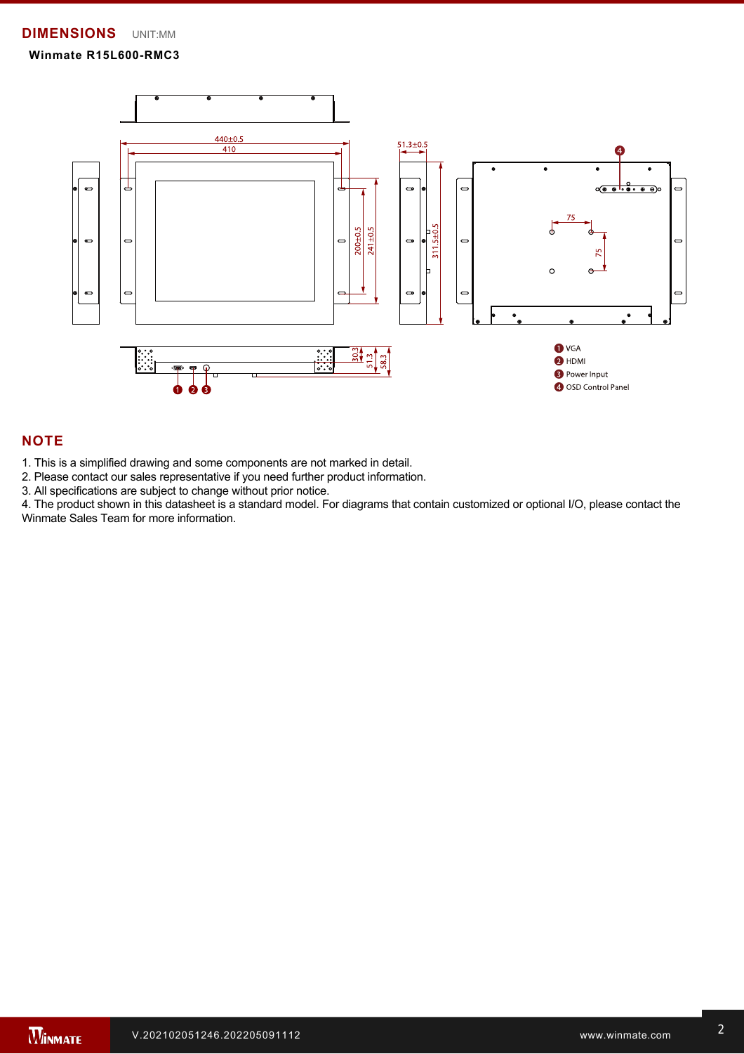## DIMENSIONS UNIT:MM

**Winmate R15L600-RMC3**

440±0.5
410
51.3±0.5
200±0.5
241±0.5
311.5±0.5
75
75
30.3
51.3
58.3

❶ VGA
❷ HDMI
❸ Power Input
❹ OSD Control Panel

## NOTE

1. This is a simplified drawing and some components are not marked in detail.
2. Please contact our sales representative if you need further product information.
3. All specifications are subject to change without prior notice.
4. The product shown in this datasheet is a standard model. For diagrams that contain customized or optional I/O, please contact the Winmate Sales Team for more information.